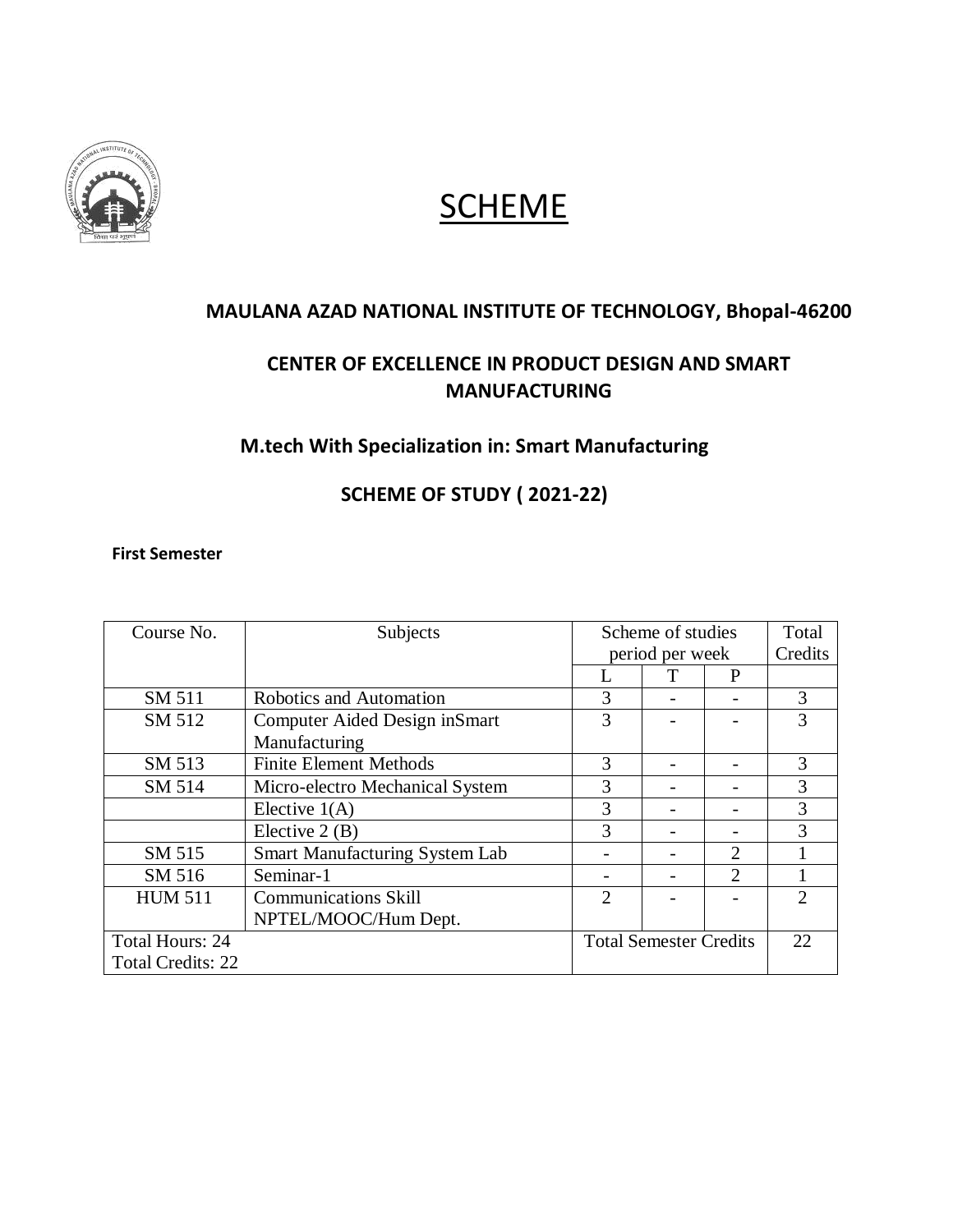# SCHEME

## MAULANA AZAD NATIONAL INSTITUTE OF TECHNOLOGY, Bhopal-46200

## CENTER OF EXCELLENCE IN PRODUCT DESIGN AND SMART MANUFACTURING

### M.tech With Specialization in: Smart Manufacturing

### SCHEME OF STUDY ( 2021-22)

**First Semester**

| Course No. | Subjects | Scheme of studies period per week | | | Total Credits |
|---|---|---|---|---|---|
| | | L | T | P | |
| SM 511 | Robotics and Automation | 3 | - | - | 3 |
| SM 512 | Computer Aided Design inSmart Manufacturing | 3 | - | - | 3 |
| SM 513 | Finite Element Methods | 3 | - | - | 3 |
| SM 514 | Micro-electro Mechanical System | 3 | - | - | 3 |
| | Elective 1(A) | 3 | - | - | 3 |
| | Elective 2 (B) | 3 | - | - | 3 |
| SM 515 | Smart Manufacturing System Lab | - | - | 2 | 1 |
| SM 516 | Seminar-1 | - | - | 2 | 1 |
| HUM 511 | Communications Skill NPTEL/MOOC/Hum Dept. | 2 | - | - | 2 |
| Total Hours: 24<br>Total Credits: 22 | | Total Semester Credits | | | 22 |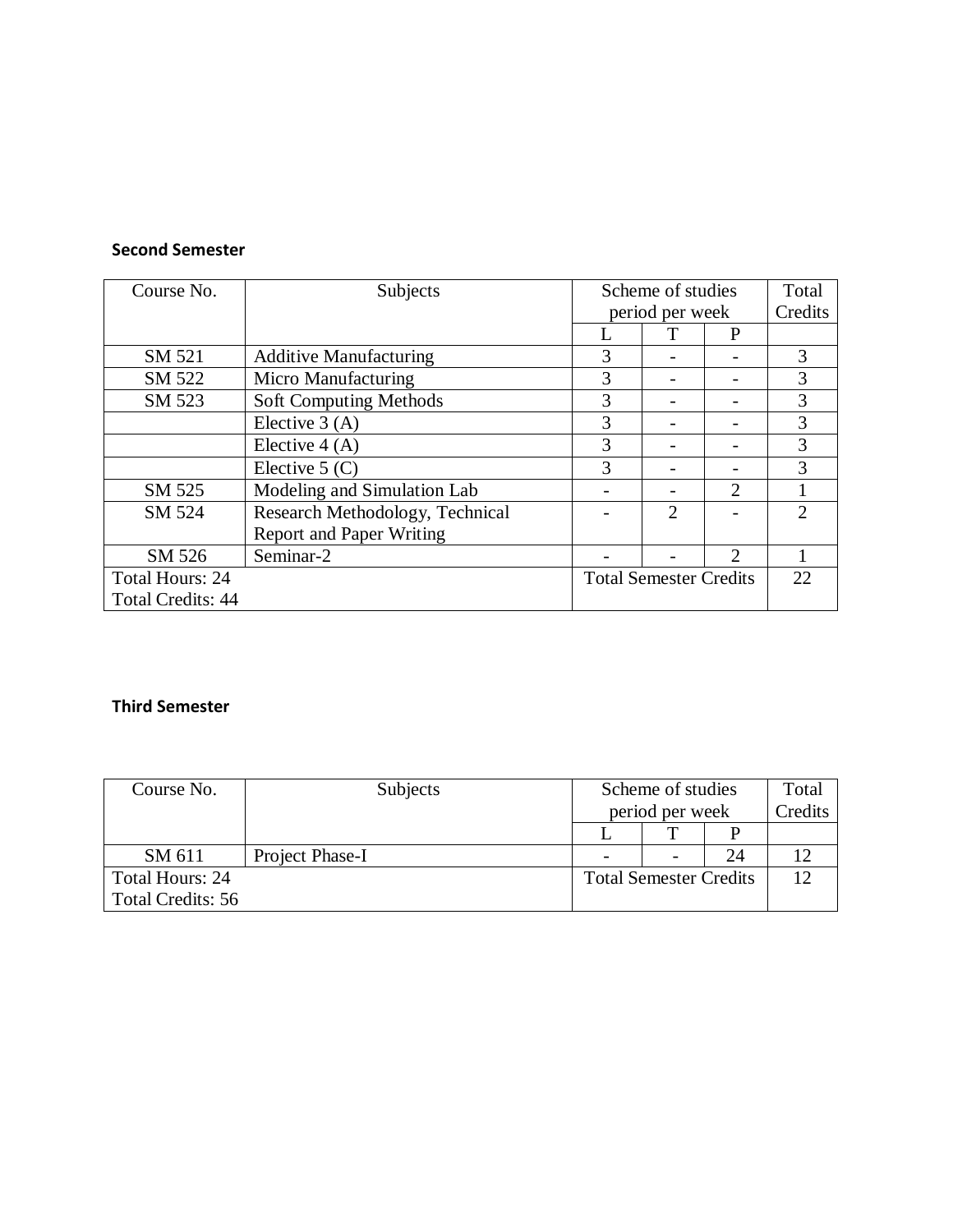**Second Semester**

| Course No. | Subjects | Scheme of studies period per week | | | Total Credits |
|---|---|---|---|---|---|
| | | L | T | P | |
| SM 521 | Additive Manufacturing | 3 | - | - | 3 |
| SM 522 | Micro Manufacturing | 3 | - | - | 3 |
| SM 523 | Soft Computing Methods | 3 | - | - | 3 |
| | Elective 3 (A) | 3 | - | - | 3 |
| | Elective 4 (A) | 3 | - | - | 3 |
| | Elective 5 (C) | 3 | - | - | 3 |
| SM 525 | Modeling and Simulation Lab | - | - | 2 | 1 |
| SM 524 | Research Methodology, Technical Report and Paper Writing | - | 2 | - | 2 |
| SM 526 | Seminar-2 | - | - | 2 | 1 |
| Total Hours: 24<br>Total Credits: 44 | | Total Semester Credits | | | 22 |

**Third Semester**

| Course No. | Subjects | Scheme of studies period per week | | | Total Credits |
|---|---|---|---|---|---|
| | | L | T | P | |
| SM 611 | Project Phase-I | - | - | 24 | 12 |
| Total Hours: 24<br>Total Credits: 56 | | Total Semester Credits | | | 12 |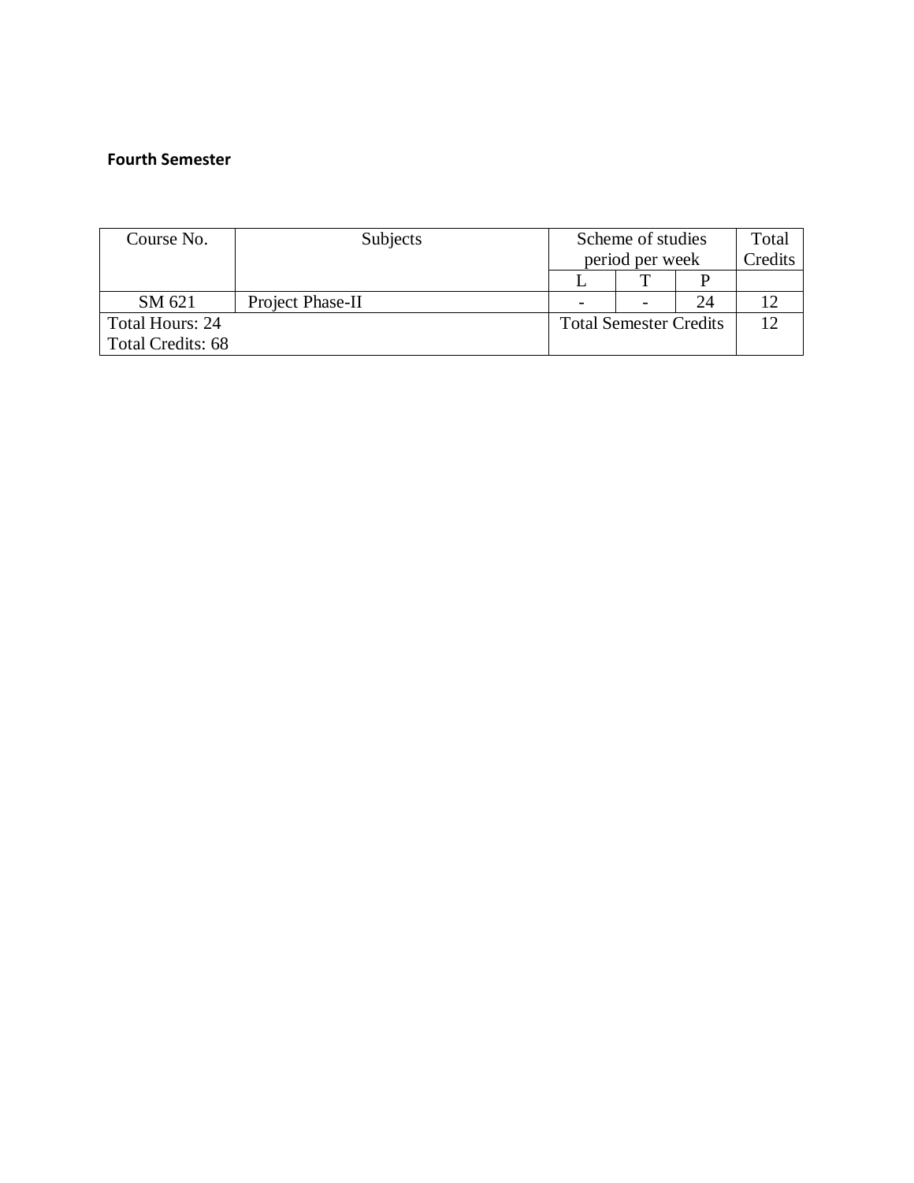**Fourth Semester**

| Course No. | Subjects | Scheme of studies period per week | | | Total Credits |
|---|---|---|---|---|---|
| | | L | T | P | |
| SM 621 | Project Phase-II | - | - | 24 | 12 |
| Total Hours: 24<br>Total Credits: 68 | | Total Semester Credits | | | 12 |